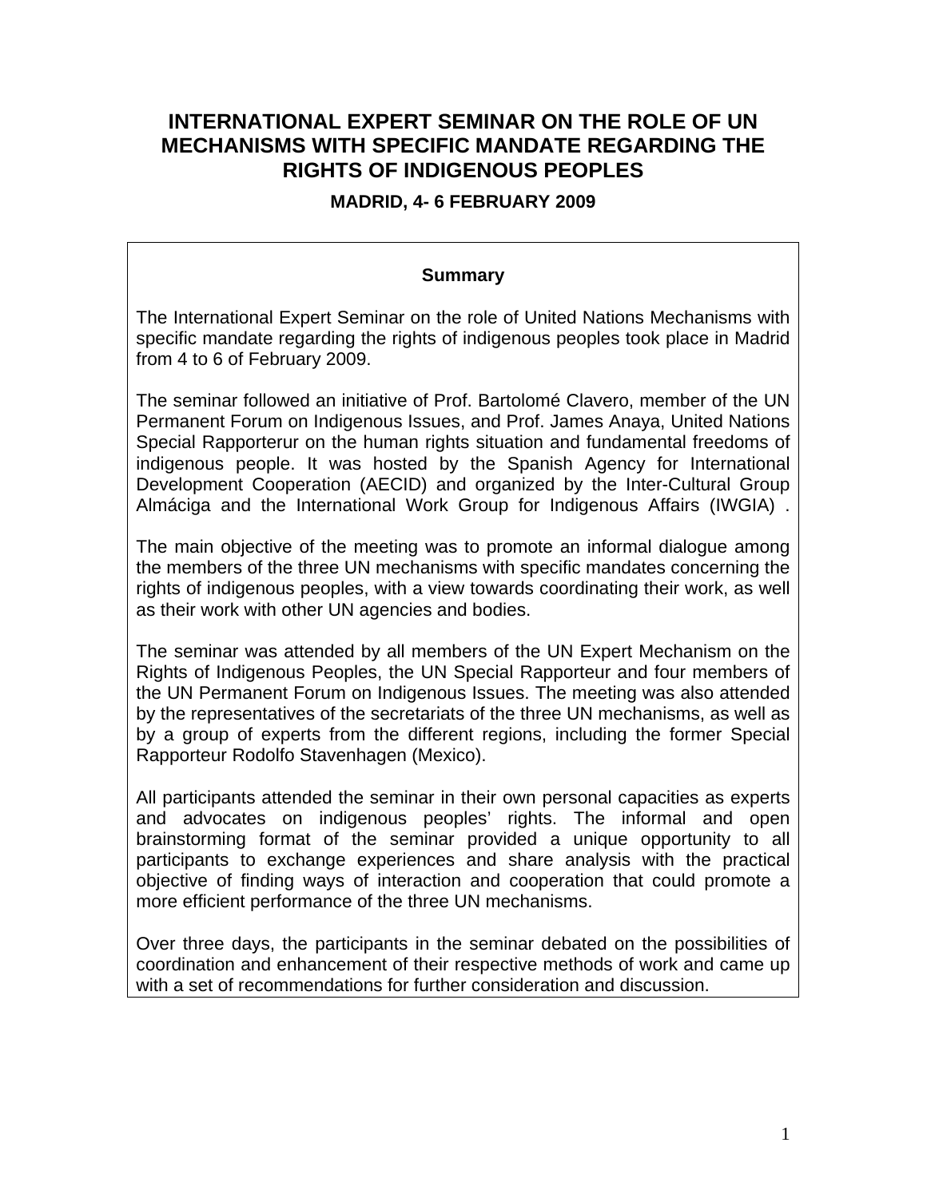# INTERNATIONAL EXPERT SEMINAR ON THE ROLE OF UN MECHANISMS WITH SPECIFIC MANDATE REGARDING THE RIGHTS OF INDIGENOUS PEOPLES

### MADRID, 4- 6 FEBRUARY 2009

**Summary**

The International Expert Seminar on the role of United Nations Mechanisms with specific mandate regarding the rights of indigenous peoples took place in Madrid from 4 to 6 of February 2009.

The seminar followed an initiative of Prof. Bartolomé Clavero, member of the UN Permanent Forum on Indigenous Issues, and Prof. James Anaya, United Nations Special Rapporterur on the human rights situation and fundamental freedoms of indigenous people. It was hosted by the Spanish Agency for International Development Cooperation (AECID) and organized by the Inter-Cultural Group Almáciga and the International Work Group for Indigenous Affairs (IWGIA) .

The main objective of the meeting was to promote an informal dialogue among the members of the three UN mechanisms with specific mandates concerning the rights of indigenous peoples, with a view towards coordinating their work, as well as their work with other UN agencies and bodies.

The seminar was attended by all members of the UN Expert Mechanism on the Rights of Indigenous Peoples, the UN Special Rapporteur and four members of the UN Permanent Forum on Indigenous Issues. The meeting was also attended by the representatives of the secretariats of the three UN mechanisms, as well as by a group of experts from the different regions, including the former Special Rapporteur Rodolfo Stavenhagen (Mexico).

All participants attended the seminar in their own personal capacities as experts and advocates on indigenous peoples' rights. The informal and open brainstorming format of the seminar provided a unique opportunity to all participants to exchange experiences and share analysis with the practical objective of finding ways of interaction and cooperation that could promote a more efficient performance of the three UN mechanisms.

Over three days, the participants in the seminar debated on the possibilities of coordination and enhancement of their respective methods of work and came up with a set of recommendations for further consideration and discussion.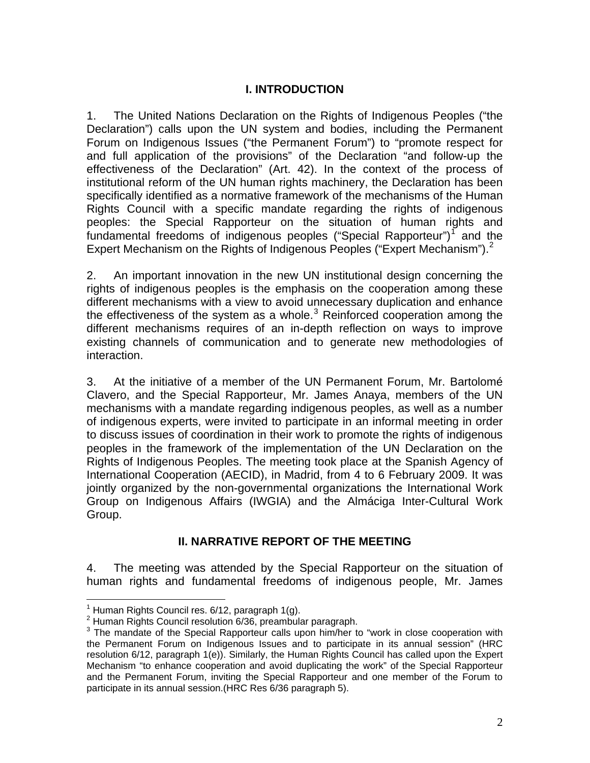## I. INTRODUCTION

1. The United Nations Declaration on the Rights of Indigenous Peoples ("the Declaration") calls upon the UN system and bodies, including the Permanent Forum on Indigenous Issues ("the Permanent Forum") to "promote respect for and full application of the provisions" of the Declaration "and follow-up the effectiveness of the Declaration" (Art. 42). In the context of the process of institutional reform of the UN human rights machinery, the Declaration has been specifically identified as a normative framework of the mechanisms of the Human Rights Council with a specific mandate regarding the rights of indigenous peoples: the Special Rapporteur on the situation of human rights and fundamental freedoms of indigenous peoples ("Special Rapporteur")[1] and the Expert Mechanism on the Rights of Indigenous Peoples ("Expert Mechanism").[2]

2. An important innovation in the new UN institutional design concerning the rights of indigenous peoples is the emphasis on the cooperation among these different mechanisms with a view to avoid unnecessary duplication and enhance the effectiveness of the system as a whole.[3] Reinforced cooperation among the different mechanisms requires of an in-depth reflection on ways to improve existing channels of communication and to generate new methodologies of interaction.

3. At the initiative of a member of the UN Permanent Forum, Mr. Bartolomé Clavero, and the Special Rapporteur, Mr. James Anaya, members of the UN mechanisms with a mandate regarding indigenous peoples, as well as a number of indigenous experts, were invited to participate in an informal meeting in order to discuss issues of coordination in their work to promote the rights of indigenous peoples in the framework of the implementation of the UN Declaration on the Rights of Indigenous Peoples. The meeting took place at the Spanish Agency of International Cooperation (AECID), in Madrid, from 4 to 6 February 2009. It was jointly organized by the non-governmental organizations the International Work Group on Indigenous Affairs (IWGIA) and the Almáciga Inter-Cultural Work Group.

## II. NARRATIVE REPORT OF THE MEETING

4. The meeting was attended by the Special Rapporteur on the situation of human rights and fundamental freedoms of indigenous people, Mr. James

---

[1] Human Rights Council res. 6/12, paragraph 1(g).

[2] Human Rights Council resolution 6/36, preambular paragraph.

[3] The mandate of the Special Rapporteur calls upon him/her to "work in close cooperation with the Permanent Forum on Indigenous Issues and to participate in its annual session" (HRC resolution 6/12, paragraph 1(e)). Similarly, the Human Rights Council has called upon the Expert Mechanism "to enhance cooperation and avoid duplicating the work" of the Special Rapporteur and the Permanent Forum, inviting the Special Rapporteur and one member of the Forum to participate in its annual session.(HRC Res 6/36 paragraph 5).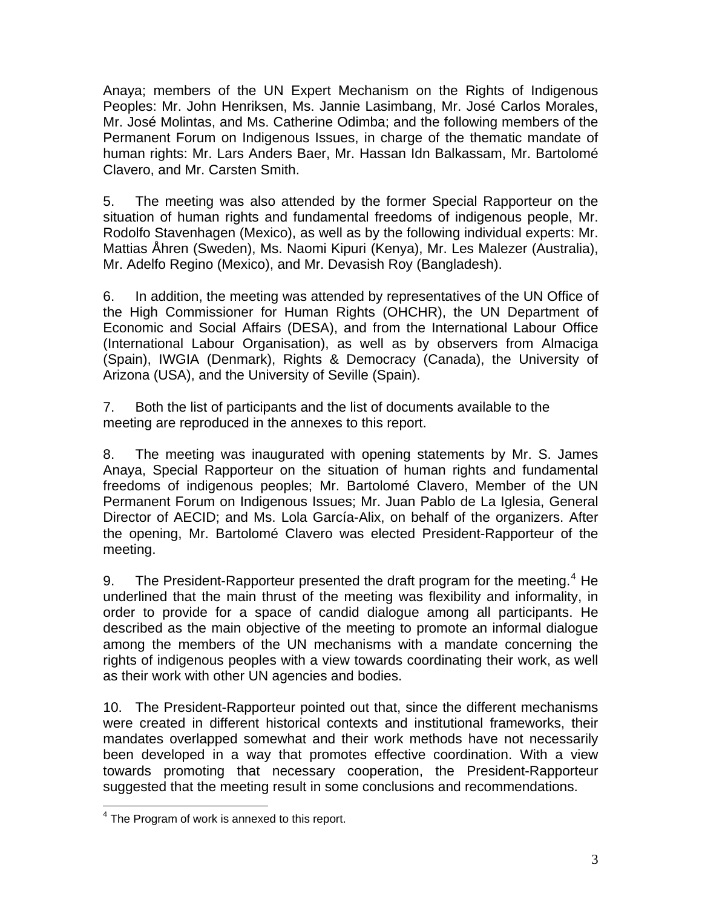Anaya; members of the UN Expert Mechanism on the Rights of Indigenous Peoples: Mr. John Henriksen, Ms. Jannie Lasimbang, Mr. José Carlos Morales, Mr. José Molintas, and Ms. Catherine Odimba; and the following members of the Permanent Forum on Indigenous Issues, in charge of the thematic mandate of human rights: Mr. Lars Anders Baer, Mr. Hassan Idn Balkassam, Mr. Bartolomé Clavero, and Mr. Carsten Smith.

5. The meeting was also attended by the former Special Rapporteur on the situation of human rights and fundamental freedoms of indigenous people, Mr. Rodolfo Stavenhagen (Mexico), as well as by the following individual experts: Mr. Mattias Åhren (Sweden), Ms. Naomi Kipuri (Kenya), Mr. Les Malezer (Australia), Mr. Adelfo Regino (Mexico), and Mr. Devasish Roy (Bangladesh).

6. In addition, the meeting was attended by representatives of the UN Office of the High Commissioner for Human Rights (OHCHR), the UN Department of Economic and Social Affairs (DESA), and from the International Labour Office (International Labour Organisation), as well as by observers from Almaciga (Spain), IWGIA (Denmark), Rights & Democracy (Canada), the University of Arizona (USA), and the University of Seville (Spain).

7. Both the list of participants and the list of documents available to the meeting are reproduced in the annexes to this report.

8. The meeting was inaugurated with opening statements by Mr. S. James Anaya, Special Rapporteur on the situation of human rights and fundamental freedoms of indigenous peoples; Mr. Bartolomé Clavero, Member of the UN Permanent Forum on Indigenous Issues; Mr. Juan Pablo de La Iglesia, General Director of AECID; and Ms. Lola García-Alix, on behalf of the organizers. After the opening, Mr. Bartolomé Clavero was elected President-Rapporteur of the meeting.

9. The President-Rapporteur presented the draft program for the meeting.[4] He underlined that the main thrust of the meeting was flexibility and informality, in order to provide for a space of candid dialogue among all participants. He described as the main objective of the meeting to promote an informal dialogue among the members of the UN mechanisms with a mandate concerning the rights of indigenous peoples with a view towards coordinating their work, as well as their work with other UN agencies and bodies.

10. The President-Rapporteur pointed out that, since the different mechanisms were created in different historical contexts and institutional frameworks, their mandates overlapped somewhat and their work methods have not necessarily been developed in a way that promotes effective coordination. With a view towards promoting that necessary cooperation, the President-Rapporteur suggested that the meeting result in some conclusions and recommendations.

[4] The Program of work is annexed to this report.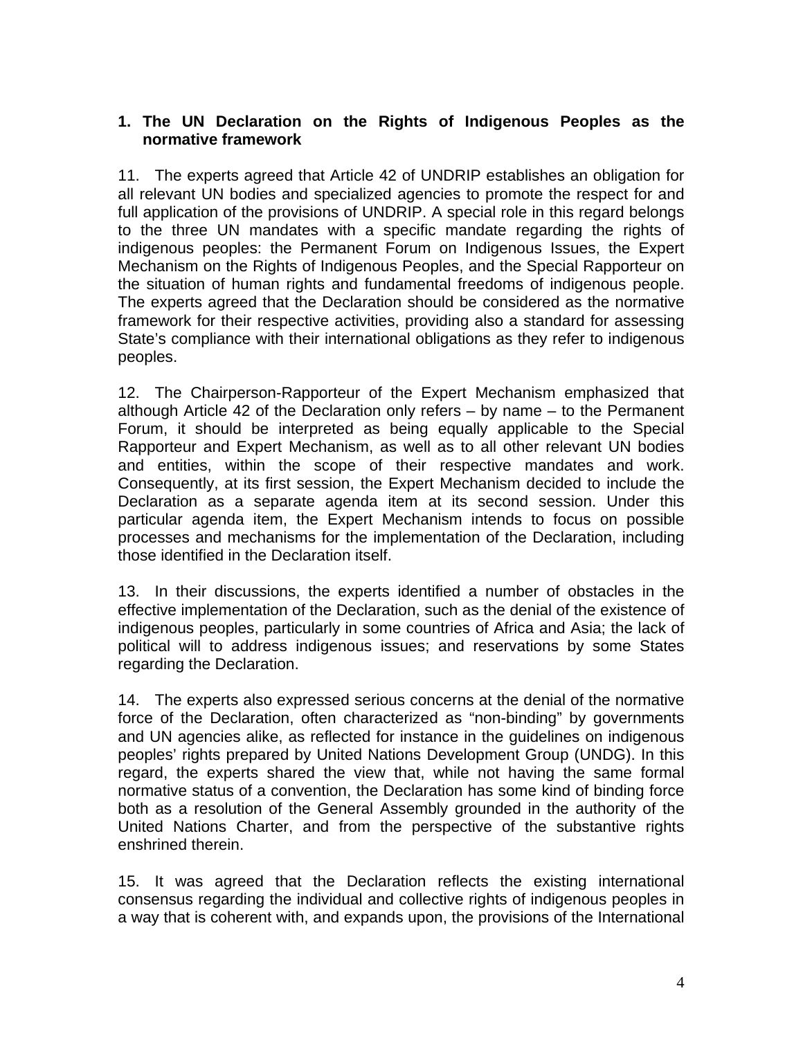## 1. The UN Declaration on the Rights of Indigenous Peoples as the normative framework

11. The experts agreed that Article 42 of UNDRIP establishes an obligation for all relevant UN bodies and specialized agencies to promote the respect for and full application of the provisions of UNDRIP. A special role in this regard belongs to the three UN mandates with a specific mandate regarding the rights of indigenous peoples: the Permanent Forum on Indigenous Issues, the Expert Mechanism on the Rights of Indigenous Peoples, and the Special Rapporteur on the situation of human rights and fundamental freedoms of indigenous people. The experts agreed that the Declaration should be considered as the normative framework for their respective activities, providing also a standard for assessing State's compliance with their international obligations as they refer to indigenous peoples.

12. The Chairperson-Rapporteur of the Expert Mechanism emphasized that although Article 42 of the Declaration only refers – by name – to the Permanent Forum, it should be interpreted as being equally applicable to the Special Rapporteur and Expert Mechanism, as well as to all other relevant UN bodies and entities, within the scope of their respective mandates and work. Consequently, at its first session, the Expert Mechanism decided to include the Declaration as a separate agenda item at its second session. Under this particular agenda item, the Expert Mechanism intends to focus on possible processes and mechanisms for the implementation of the Declaration, including those identified in the Declaration itself.

13. In their discussions, the experts identified a number of obstacles in the effective implementation of the Declaration, such as the denial of the existence of indigenous peoples, particularly in some countries of Africa and Asia; the lack of political will to address indigenous issues; and reservations by some States regarding the Declaration.

14. The experts also expressed serious concerns at the denial of the normative force of the Declaration, often characterized as "non-binding" by governments and UN agencies alike, as reflected for instance in the guidelines on indigenous peoples' rights prepared by United Nations Development Group (UNDG). In this regard, the experts shared the view that, while not having the same formal normative status of a convention, the Declaration has some kind of binding force both as a resolution of the General Assembly grounded in the authority of the United Nations Charter, and from the perspective of the substantive rights enshrined therein.

15. It was agreed that the Declaration reflects the existing international consensus regarding the individual and collective rights of indigenous peoples in a way that is coherent with, and expands upon, the provisions of the International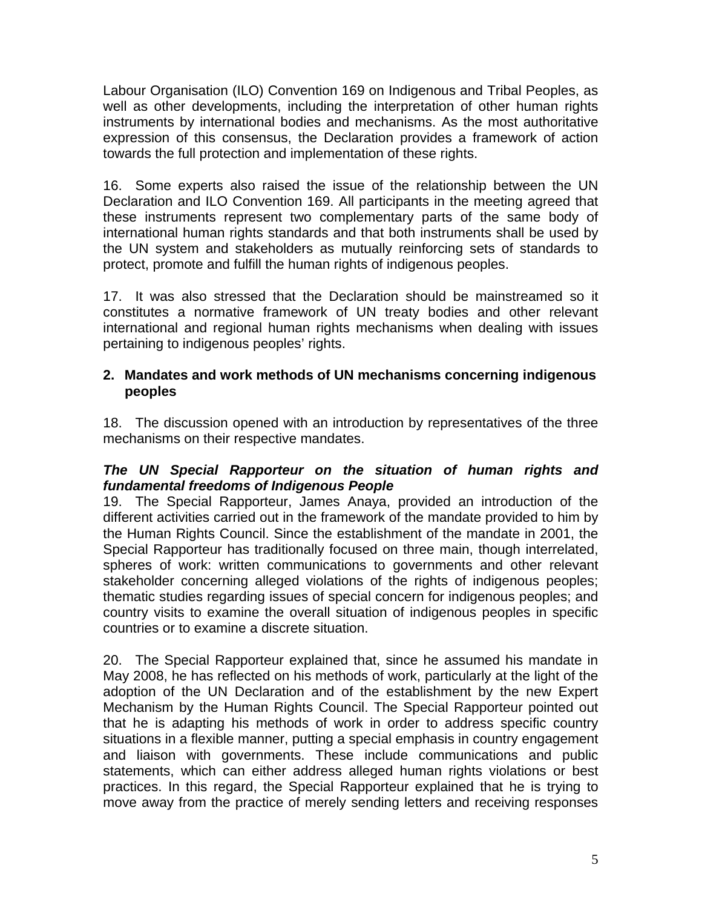Labour Organisation (ILO) Convention 169 on Indigenous and Tribal Peoples, as well as other developments, including the interpretation of other human rights instruments by international bodies and mechanisms. As the most authoritative expression of this consensus, the Declaration provides a framework of action towards the full protection and implementation of these rights.

16. Some experts also raised the issue of the relationship between the UN Declaration and ILO Convention 169. All participants in the meeting agreed that these instruments represent two complementary parts of the same body of international human rights standards and that both instruments shall be used by the UN system and stakeholders as mutually reinforcing sets of standards to protect, promote and fulfill the human rights of indigenous peoples.

17. It was also stressed that the Declaration should be mainstreamed so it constitutes a normative framework of UN treaty bodies and other relevant international and regional human rights mechanisms when dealing with issues pertaining to indigenous peoples' rights.

## 2. Mandates and work methods of UN mechanisms concerning indigenous peoples

18. The discussion opened with an introduction by representatives of the three mechanisms on their respective mandates.

***The UN Special Rapporteur on the situation of human rights and fundamental freedoms of Indigenous People***

19. The Special Rapporteur, James Anaya, provided an introduction of the different activities carried out in the framework of the mandate provided to him by the Human Rights Council. Since the establishment of the mandate in 2001, the Special Rapporteur has traditionally focused on three main, though interrelated, spheres of work: written communications to governments and other relevant stakeholder concerning alleged violations of the rights of indigenous peoples; thematic studies regarding issues of special concern for indigenous peoples; and country visits to examine the overall situation of indigenous peoples in specific countries or to examine a discrete situation.

20. The Special Rapporteur explained that, since he assumed his mandate in May 2008, he has reflected on his methods of work, particularly at the light of the adoption of the UN Declaration and of the establishment by the new Expert Mechanism by the Human Rights Council. The Special Rapporteur pointed out that he is adapting his methods of work in order to address specific country situations in a flexible manner, putting a special emphasis in country engagement and liaison with governments. These include communications and public statements, which can either address alleged human rights violations or best practices. In this regard, the Special Rapporteur explained that he is trying to move away from the practice of merely sending letters and receiving responses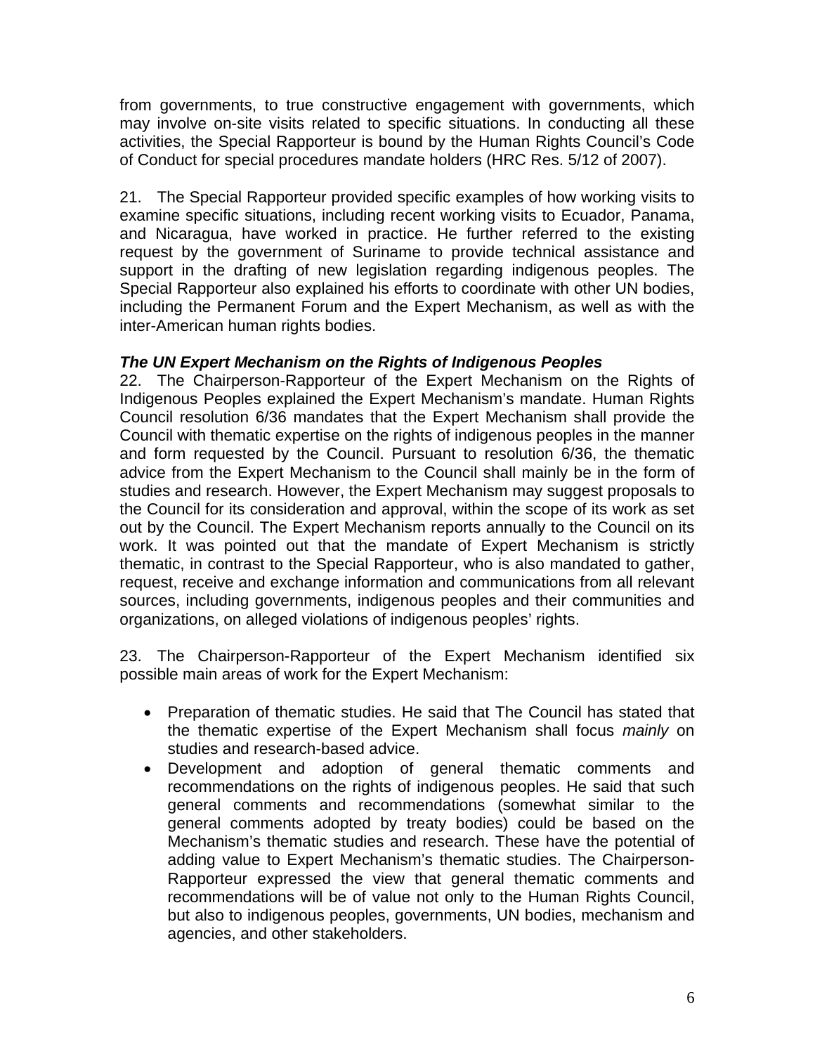from governments, to true constructive engagement with governments, which may involve on-site visits related to specific situations. In conducting all these activities, the Special Rapporteur is bound by the Human Rights Council's Code of Conduct for special procedures mandate holders (HRC Res. 5/12 of 2007).

21. The Special Rapporteur provided specific examples of how working visits to examine specific situations, including recent working visits to Ecuador, Panama, and Nicaragua, have worked in practice. He further referred to the existing request by the government of Suriname to provide technical assistance and support in the drafting of new legislation regarding indigenous peoples. The Special Rapporteur also explained his efforts to coordinate with other UN bodies, including the Permanent Forum and the Expert Mechanism, as well as with the inter-American human rights bodies.

***The UN Expert Mechanism on the Rights of Indigenous Peoples***

22. The Chairperson-Rapporteur of the Expert Mechanism on the Rights of Indigenous Peoples explained the Expert Mechanism's mandate. Human Rights Council resolution 6/36 mandates that the Expert Mechanism shall provide the Council with thematic expertise on the rights of indigenous peoples in the manner and form requested by the Council. Pursuant to resolution 6/36, the thematic advice from the Expert Mechanism to the Council shall mainly be in the form of studies and research. However, the Expert Mechanism may suggest proposals to the Council for its consideration and approval, within the scope of its work as set out by the Council. The Expert Mechanism reports annually to the Council on its work. It was pointed out that the mandate of Expert Mechanism is strictly thematic, in contrast to the Special Rapporteur, who is also mandated to gather, request, receive and exchange information and communications from all relevant sources, including governments, indigenous peoples and their communities and organizations, on alleged violations of indigenous peoples' rights.

23. The Chairperson-Rapporteur of the Expert Mechanism identified six possible main areas of work for the Expert Mechanism:

- Preparation of thematic studies. He said that The Council has stated that the thematic expertise of the Expert Mechanism shall focus *mainly* on studies and research-based advice.
- Development and adoption of general thematic comments and recommendations on the rights of indigenous peoples. He said that such general comments and recommendations (somewhat similar to the general comments adopted by treaty bodies) could be based on the Mechanism's thematic studies and research. These have the potential of adding value to Expert Mechanism's thematic studies. The Chairperson-Rapporteur expressed the view that general thematic comments and recommendations will be of value not only to the Human Rights Council, but also to indigenous peoples, governments, UN bodies, mechanism and agencies, and other stakeholders.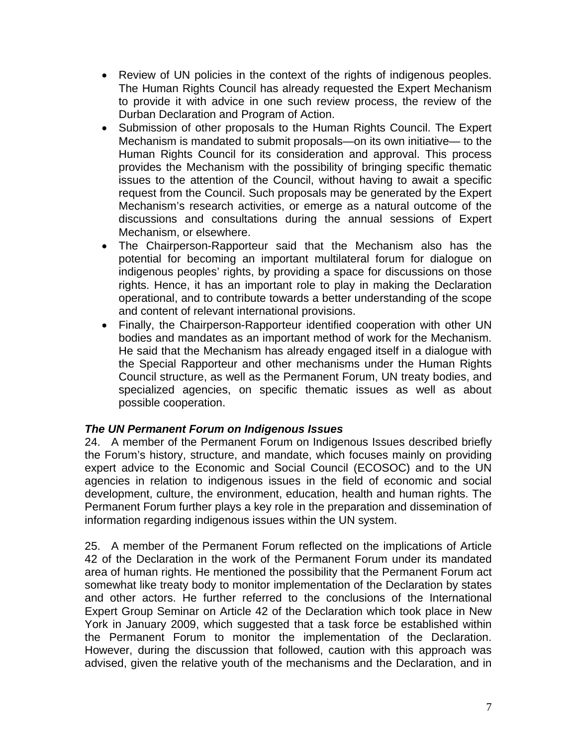- Review of UN policies in the context of the rights of indigenous peoples. The Human Rights Council has already requested the Expert Mechanism to provide it with advice in one such review process, the review of the Durban Declaration and Program of Action.
- Submission of other proposals to the Human Rights Council. The Expert Mechanism is mandated to submit proposals—on its own initiative— to the Human Rights Council for its consideration and approval. This process provides the Mechanism with the possibility of bringing specific thematic issues to the attention of the Council, without having to await a specific request from the Council. Such proposals may be generated by the Expert Mechanism's research activities, or emerge as a natural outcome of the discussions and consultations during the annual sessions of Expert Mechanism, or elsewhere.
- The Chairperson-Rapporteur said that the Mechanism also has the potential for becoming an important multilateral forum for dialogue on indigenous peoples' rights, by providing a space for discussions on those rights. Hence, it has an important role to play in making the Declaration operational, and to contribute towards a better understanding of the scope and content of relevant international provisions.
- Finally, the Chairperson-Rapporteur identified cooperation with other UN bodies and mandates as an important method of work for the Mechanism. He said that the Mechanism has already engaged itself in a dialogue with the Special Rapporteur and other mechanisms under the Human Rights Council structure, as well as the Permanent Forum, UN treaty bodies, and specialized agencies, on specific thematic issues as well as about possible cooperation.

***The UN Permanent Forum on Indigenous Issues***

24. A member of the Permanent Forum on Indigenous Issues described briefly the Forum's history, structure, and mandate, which focuses mainly on providing expert advice to the Economic and Social Council (ECOSOC) and to the UN agencies in relation to indigenous issues in the field of economic and social development, culture, the environment, education, health and human rights. The Permanent Forum further plays a key role in the preparation and dissemination of information regarding indigenous issues within the UN system.

25. A member of the Permanent Forum reflected on the implications of Article 42 of the Declaration in the work of the Permanent Forum under its mandated area of human rights. He mentioned the possibility that the Permanent Forum act somewhat like treaty body to monitor implementation of the Declaration by states and other actors. He further referred to the conclusions of the International Expert Group Seminar on Article 42 of the Declaration which took place in New York in January 2009, which suggested that a task force be established within the Permanent Forum to monitor the implementation of the Declaration. However, during the discussion that followed, caution with this approach was advised, given the relative youth of the mechanisms and the Declaration, and in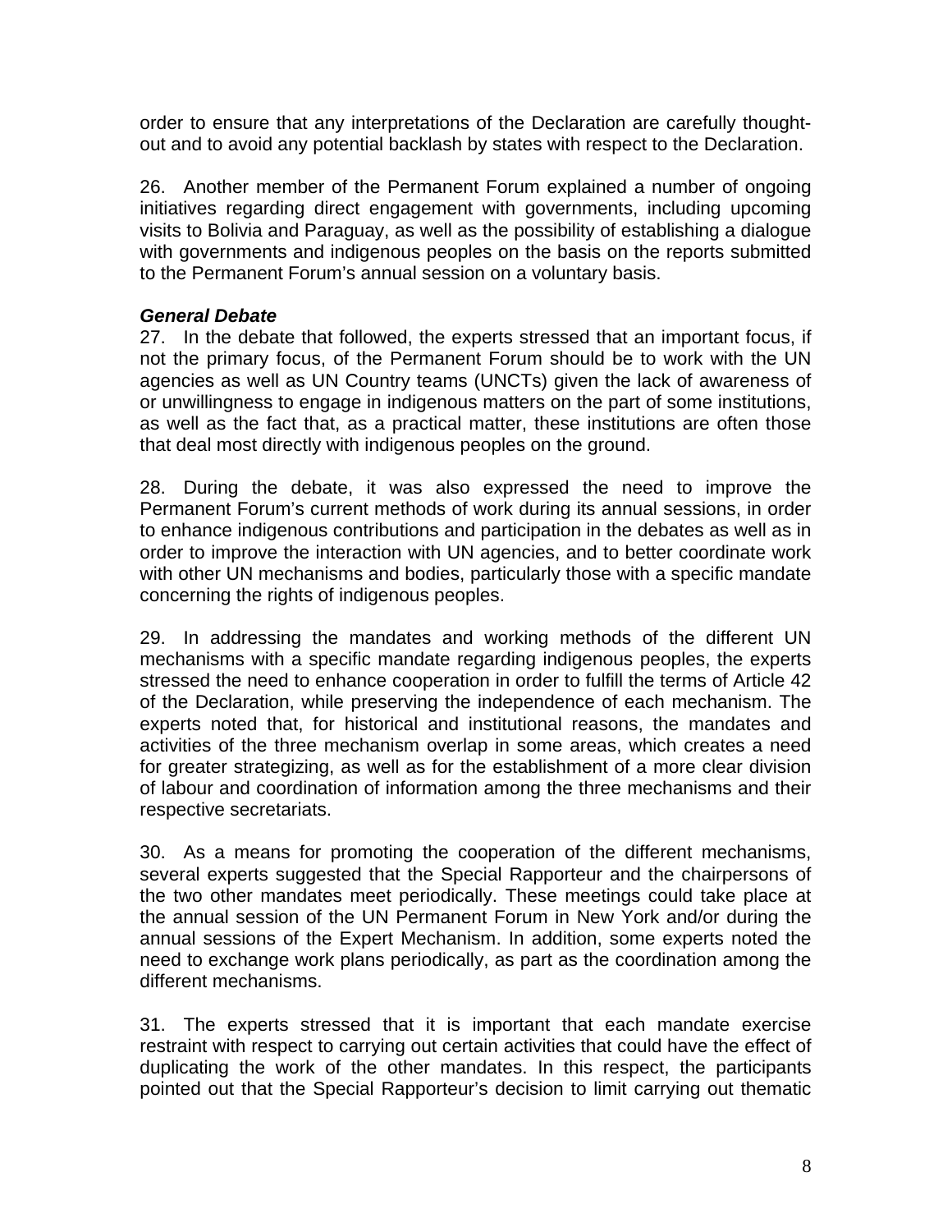order to ensure that any interpretations of the Declaration are carefully thought-out and to avoid any potential backlash by states with respect to the Declaration.

26. Another member of the Permanent Forum explained a number of ongoing initiatives regarding direct engagement with governments, including upcoming visits to Bolivia and Paraguay, as well as the possibility of establishing a dialogue with governments and indigenous peoples on the basis on the reports submitted to the Permanent Forum's annual session on a voluntary basis.

***General Debate***

27. In the debate that followed, the experts stressed that an important focus, if not the primary focus, of the Permanent Forum should be to work with the UN agencies as well as UN Country teams (UNCTs) given the lack of awareness of or unwillingness to engage in indigenous matters on the part of some institutions, as well as the fact that, as a practical matter, these institutions are often those that deal most directly with indigenous peoples on the ground.

28. During the debate, it was also expressed the need to improve the Permanent Forum's current methods of work during its annual sessions, in order to enhance indigenous contributions and participation in the debates as well as in order to improve the interaction with UN agencies, and to better coordinate work with other UN mechanisms and bodies, particularly those with a specific mandate concerning the rights of indigenous peoples.

29. In addressing the mandates and working methods of the different UN mechanisms with a specific mandate regarding indigenous peoples, the experts stressed the need to enhance cooperation in order to fulfill the terms of Article 42 of the Declaration, while preserving the independence of each mechanism. The experts noted that, for historical and institutional reasons, the mandates and activities of the three mechanism overlap in some areas, which creates a need for greater strategizing, as well as for the establishment of a more clear division of labour and coordination of information among the three mechanisms and their respective secretariats.

30. As a means for promoting the cooperation of the different mechanisms, several experts suggested that the Special Rapporteur and the chairpersons of the two other mandates meet periodically. These meetings could take place at the annual session of the UN Permanent Forum in New York and/or during the annual sessions of the Expert Mechanism. In addition, some experts noted the need to exchange work plans periodically, as part as the coordination among the different mechanisms.

31. The experts stressed that it is important that each mandate exercise restraint with respect to carrying out certain activities that could have the effect of duplicating the work of the other mandates. In this respect, the participants pointed out that the Special Rapporteur's decision to limit carrying out thematic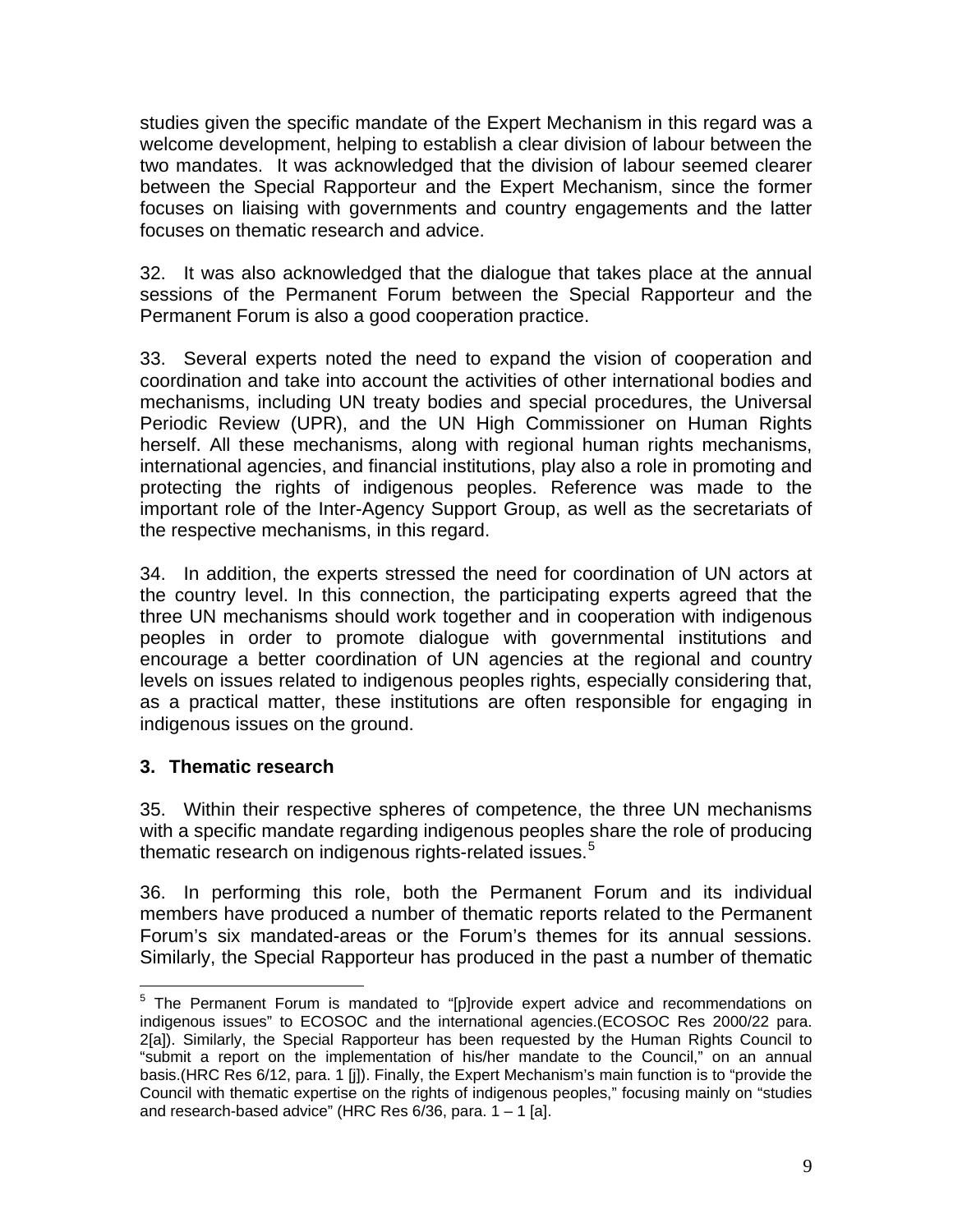studies given the specific mandate of the Expert Mechanism in this regard was a welcome development, helping to establish a clear division of labour between the two mandates. It was acknowledged that the division of labour seemed clearer between the Special Rapporteur and the Expert Mechanism, since the former focuses on liaising with governments and country engagements and the latter focuses on thematic research and advice.

32. It was also acknowledged that the dialogue that takes place at the annual sessions of the Permanent Forum between the Special Rapporteur and the Permanent Forum is also a good cooperation practice.

33. Several experts noted the need to expand the vision of cooperation and coordination and take into account the activities of other international bodies and mechanisms, including UN treaty bodies and special procedures, the Universal Periodic Review (UPR), and the UN High Commissioner on Human Rights herself. All these mechanisms, along with regional human rights mechanisms, international agencies, and financial institutions, play also a role in promoting and protecting the rights of indigenous peoples. Reference was made to the important role of the Inter-Agency Support Group, as well as the secretariats of the respective mechanisms, in this regard.

34. In addition, the experts stressed the need for coordination of UN actors at the country level. In this connection, the participating experts agreed that the three UN mechanisms should work together and in cooperation with indigenous peoples in order to promote dialogue with governmental institutions and encourage a better coordination of UN agencies at the regional and country levels on issues related to indigenous peoples rights, especially considering that, as a practical matter, these institutions are often responsible for engaging in indigenous issues on the ground.

### 3. Thematic research

35. Within their respective spheres of competence, the three UN mechanisms with a specific mandate regarding indigenous peoples share the role of producing thematic research on indigenous rights-related issues.[5]

36. In performing this role, both the Permanent Forum and its individual members have produced a number of thematic reports related to the Permanent Forum's six mandated-areas or the Forum's themes for its annual sessions. Similarly, the Special Rapporteur has produced in the past a number of thematic

---

[5] The Permanent Forum is mandated to "[p]rovide expert advice and recommendations on indigenous issues" to ECOSOC and the international agencies.(ECOSOC Res 2000/22 para. 2[a]). Similarly, the Special Rapporteur has been requested by the Human Rights Council to "submit a report on the implementation of his/her mandate to the Council," on an annual basis.(HRC Res 6/12, para. 1 [j]). Finally, the Expert Mechanism's main function is to "provide the Council with thematic expertise on the rights of indigenous peoples," focusing mainly on "studies and research-based advice" (HRC Res 6/36, para. 1 – 1 [a].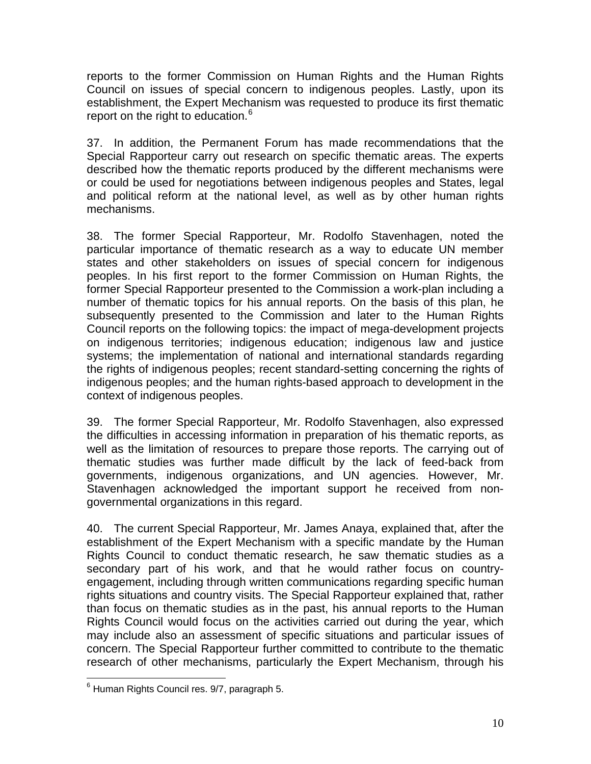reports to the former Commission on Human Rights and the Human Rights Council on issues of special concern to indigenous peoples. Lastly, upon its establishment, the Expert Mechanism was requested to produce its first thematic report on the right to education.[6]

37. In addition, the Permanent Forum has made recommendations that the Special Rapporteur carry out research on specific thematic areas. The experts described how the thematic reports produced by the different mechanisms were or could be used for negotiations between indigenous peoples and States, legal and political reform at the national level, as well as by other human rights mechanisms.

38. The former Special Rapporteur, Mr. Rodolfo Stavenhagen, noted the particular importance of thematic research as a way to educate UN member states and other stakeholders on issues of special concern for indigenous peoples. In his first report to the former Commission on Human Rights, the former Special Rapporteur presented to the Commission a work-plan including a number of thematic topics for his annual reports. On the basis of this plan, he subsequently presented to the Commission and later to the Human Rights Council reports on the following topics: the impact of mega-development projects on indigenous territories; indigenous education; indigenous law and justice systems; the implementation of national and international standards regarding the rights of indigenous peoples; recent standard-setting concerning the rights of indigenous peoples; and the human rights-based approach to development in the context of indigenous peoples.

39. The former Special Rapporteur, Mr. Rodolfo Stavenhagen, also expressed the difficulties in accessing information in preparation of his thematic reports, as well as the limitation of resources to prepare those reports. The carrying out of thematic studies was further made difficult by the lack of feed-back from governments, indigenous organizations, and UN agencies. However, Mr. Stavenhagen acknowledged the important support he received from non-governmental organizations in this regard.

40. The current Special Rapporteur, Mr. James Anaya, explained that, after the establishment of the Expert Mechanism with a specific mandate by the Human Rights Council to conduct thematic research, he saw thematic studies as a secondary part of his work, and that he would rather focus on country-engagement, including through written communications regarding specific human rights situations and country visits. The Special Rapporteur explained that, rather than focus on thematic studies as in the past, his annual reports to the Human Rights Council would focus on the activities carried out during the year, which may include also an assessment of specific situations and particular issues of concern. The Special Rapporteur further committed to contribute to the thematic research of other mechanisms, particularly the Expert Mechanism, through his

[6] Human Rights Council res. 9/7, paragraph 5.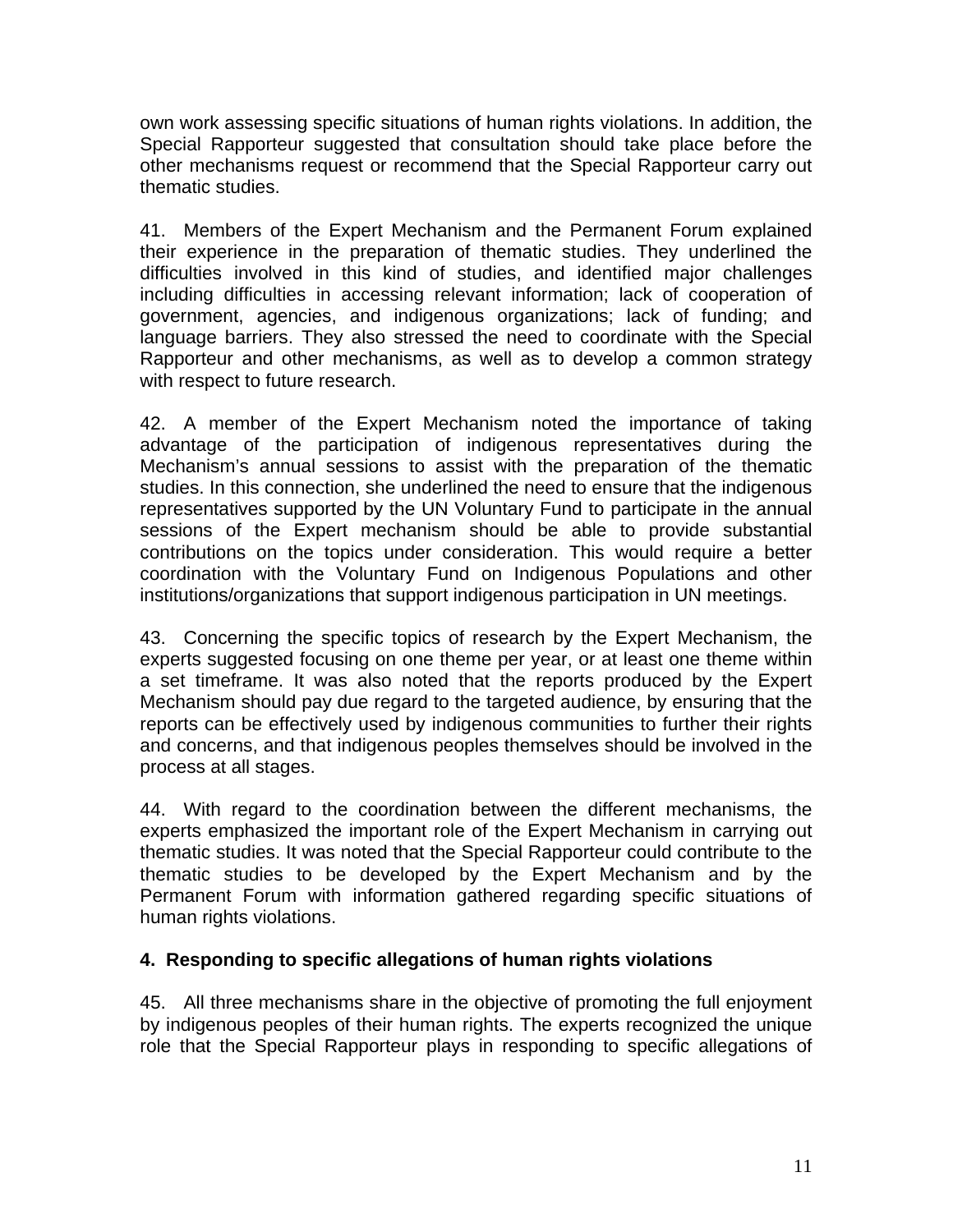own work assessing specific situations of human rights violations. In addition, the Special Rapporteur suggested that consultation should take place before the other mechanisms request or recommend that the Special Rapporteur carry out thematic studies.

41. Members of the Expert Mechanism and the Permanent Forum explained their experience in the preparation of thematic studies. They underlined the difficulties involved in this kind of studies, and identified major challenges including difficulties in accessing relevant information; lack of cooperation of government, agencies, and indigenous organizations; lack of funding; and language barriers. They also stressed the need to coordinate with the Special Rapporteur and other mechanisms, as well as to develop a common strategy with respect to future research.

42. A member of the Expert Mechanism noted the importance of taking advantage of the participation of indigenous representatives during the Mechanism's annual sessions to assist with the preparation of the thematic studies. In this connection, she underlined the need to ensure that the indigenous representatives supported by the UN Voluntary Fund to participate in the annual sessions of the Expert mechanism should be able to provide substantial contributions on the topics under consideration. This would require a better coordination with the Voluntary Fund on Indigenous Populations and other institutions/organizations that support indigenous participation in UN meetings.

43. Concerning the specific topics of research by the Expert Mechanism, the experts suggested focusing on one theme per year, or at least one theme within a set timeframe. It was also noted that the reports produced by the Expert Mechanism should pay due regard to the targeted audience, by ensuring that the reports can be effectively used by indigenous communities to further their rights and concerns, and that indigenous peoples themselves should be involved in the process at all stages.

44. With regard to the coordination between the different mechanisms, the experts emphasized the important role of the Expert Mechanism in carrying out thematic studies. It was noted that the Special Rapporteur could contribute to the thematic studies to be developed by the Expert Mechanism and by the Permanent Forum with information gathered regarding specific situations of human rights violations.

### 4. Responding to specific allegations of human rights violations

45. All three mechanisms share in the objective of promoting the full enjoyment by indigenous peoples of their human rights. The experts recognized the unique role that the Special Rapporteur plays in responding to specific allegations of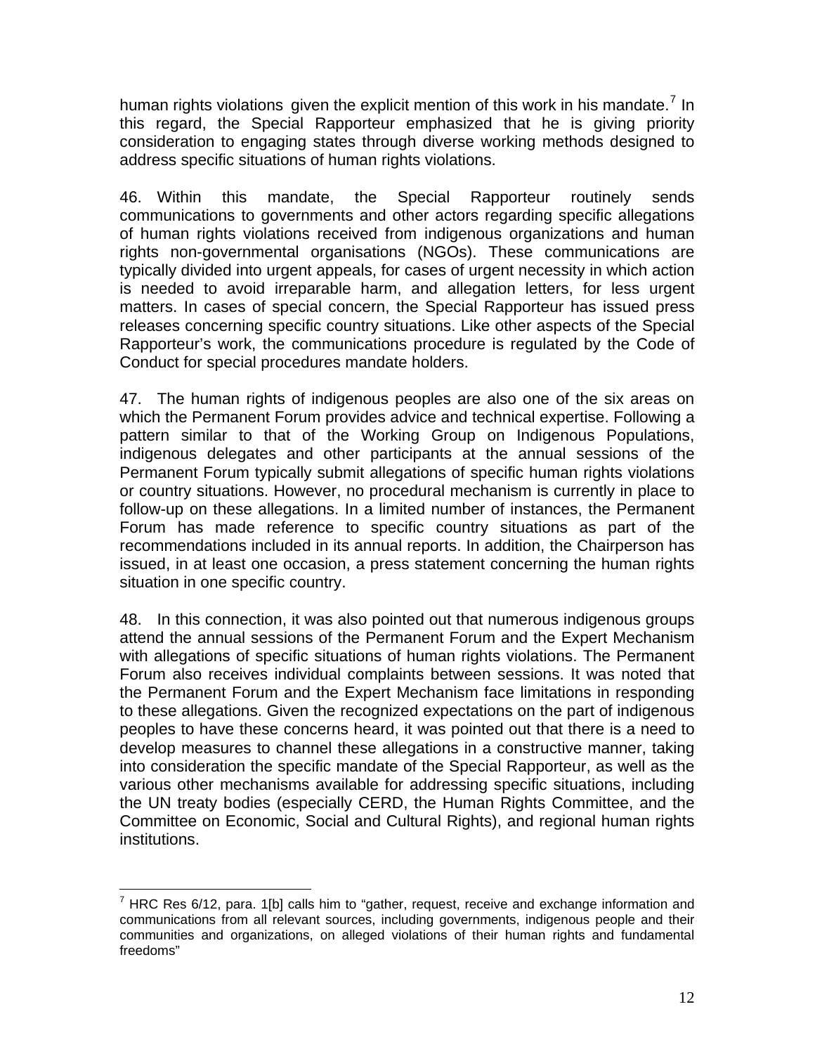human rights violations given the explicit mention of this work in his mandate.[7] In this regard, the Special Rapporteur emphasized that he is giving priority consideration to engaging states through diverse working methods designed to address specific situations of human rights violations.

46. Within this mandate, the Special Rapporteur routinely sends communications to governments and other actors regarding specific allegations of human rights violations received from indigenous organizations and human rights non-governmental organisations (NGOs). These communications are typically divided into urgent appeals, for cases of urgent necessity in which action is needed to avoid irreparable harm, and allegation letters, for less urgent matters. In cases of special concern, the Special Rapporteur has issued press releases concerning specific country situations. Like other aspects of the Special Rapporteur's work, the communications procedure is regulated by the Code of Conduct for special procedures mandate holders.

47. The human rights of indigenous peoples are also one of the six areas on which the Permanent Forum provides advice and technical expertise. Following a pattern similar to that of the Working Group on Indigenous Populations, indigenous delegates and other participants at the annual sessions of the Permanent Forum typically submit allegations of specific human rights violations or country situations. However, no procedural mechanism is currently in place to follow-up on these allegations. In a limited number of instances, the Permanent Forum has made reference to specific country situations as part of the recommendations included in its annual reports. In addition, the Chairperson has issued, in at least one occasion, a press statement concerning the human rights situation in one specific country.

48. In this connection, it was also pointed out that numerous indigenous groups attend the annual sessions of the Permanent Forum and the Expert Mechanism with allegations of specific situations of human rights violations. The Permanent Forum also receives individual complaints between sessions. It was noted that the Permanent Forum and the Expert Mechanism face limitations in responding to these allegations. Given the recognized expectations on the part of indigenous peoples to have these concerns heard, it was pointed out that there is a need to develop measures to channel these allegations in a constructive manner, taking into consideration the specific mandate of the Special Rapporteur, as well as the various other mechanisms available for addressing specific situations, including the UN treaty bodies (especially CERD, the Human Rights Committee, and the Committee on Economic, Social and Cultural Rights), and regional human rights institutions.

---

[7] HRC Res 6/12, para. 1[b] calls him to "gather, request, receive and exchange information and communications from all relevant sources, including governments, indigenous people and their communities and organizations, on alleged violations of their human rights and fundamental freedoms"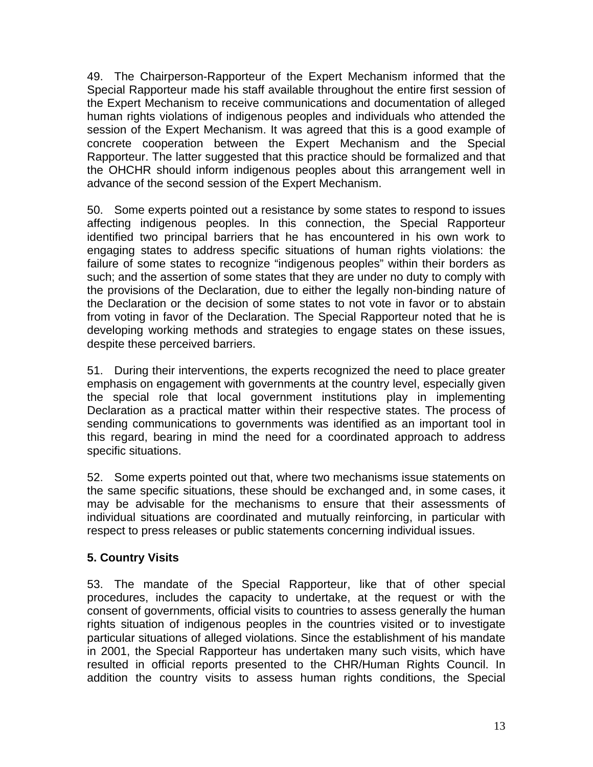49. The Chairperson-Rapporteur of the Expert Mechanism informed that the Special Rapporteur made his staff available throughout the entire first session of the Expert Mechanism to receive communications and documentation of alleged human rights violations of indigenous peoples and individuals who attended the session of the Expert Mechanism. It was agreed that this is a good example of concrete cooperation between the Expert Mechanism and the Special Rapporteur. The latter suggested that this practice should be formalized and that the OHCHR should inform indigenous peoples about this arrangement well in advance of the second session of the Expert Mechanism.

50. Some experts pointed out a resistance by some states to respond to issues affecting indigenous peoples. In this connection, the Special Rapporteur identified two principal barriers that he has encountered in his own work to engaging states to address specific situations of human rights violations: the failure of some states to recognize "indigenous peoples" within their borders as such; and the assertion of some states that they are under no duty to comply with the provisions of the Declaration, due to either the legally non-binding nature of the Declaration or the decision of some states to not vote in favor or to abstain from voting in favor of the Declaration. The Special Rapporteur noted that he is developing working methods and strategies to engage states on these issues, despite these perceived barriers.

51. During their interventions, the experts recognized the need to place greater emphasis on engagement with governments at the country level, especially given the special role that local government institutions play in implementing Declaration as a practical matter within their respective states. The process of sending communications to governments was identified as an important tool in this regard, bearing in mind the need for a coordinated approach to address specific situations.

52. Some experts pointed out that, where two mechanisms issue statements on the same specific situations, these should be exchanged and, in some cases, it may be advisable for the mechanisms to ensure that their assessments of individual situations are coordinated and mutually reinforcing, in particular with respect to press releases or public statements concerning individual issues.

### 5. Country Visits

53. The mandate of the Special Rapporteur, like that of other special procedures, includes the capacity to undertake, at the request or with the consent of governments, official visits to countries to assess generally the human rights situation of indigenous peoples in the countries visited or to investigate particular situations of alleged violations. Since the establishment of his mandate in 2001, the Special Rapporteur has undertaken many such visits, which have resulted in official reports presented to the CHR/Human Rights Council. In addition the country visits to assess human rights conditions, the Special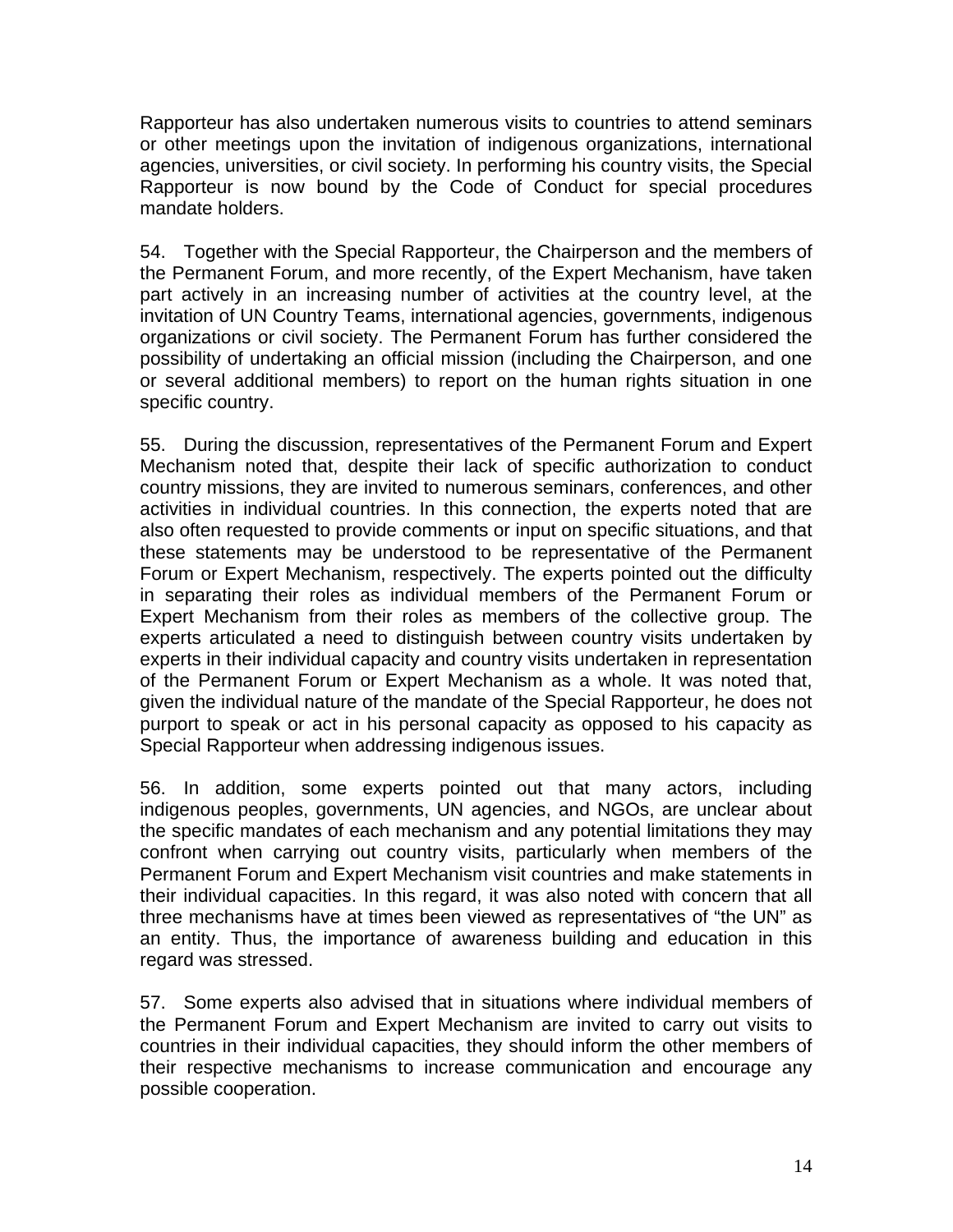Rapporteur has also undertaken numerous visits to countries to attend seminars or other meetings upon the invitation of indigenous organizations, international agencies, universities, or civil society. In performing his country visits, the Special Rapporteur is now bound by the Code of Conduct for special procedures mandate holders.

54. Together with the Special Rapporteur, the Chairperson and the members of the Permanent Forum, and more recently, of the Expert Mechanism, have taken part actively in an increasing number of activities at the country level, at the invitation of UN Country Teams, international agencies, governments, indigenous organizations or civil society. The Permanent Forum has further considered the possibility of undertaking an official mission (including the Chairperson, and one or several additional members) to report on the human rights situation in one specific country.

55. During the discussion, representatives of the Permanent Forum and Expert Mechanism noted that, despite their lack of specific authorization to conduct country missions, they are invited to numerous seminars, conferences, and other activities in individual countries. In this connection, the experts noted that are also often requested to provide comments or input on specific situations, and that these statements may be understood to be representative of the Permanent Forum or Expert Mechanism, respectively. The experts pointed out the difficulty in separating their roles as individual members of the Permanent Forum or Expert Mechanism from their roles as members of the collective group. The experts articulated a need to distinguish between country visits undertaken by experts in their individual capacity and country visits undertaken in representation of the Permanent Forum or Expert Mechanism as a whole. It was noted that, given the individual nature of the mandate of the Special Rapporteur, he does not purport to speak or act in his personal capacity as opposed to his capacity as Special Rapporteur when addressing indigenous issues.

56. In addition, some experts pointed out that many actors, including indigenous peoples, governments, UN agencies, and NGOs, are unclear about the specific mandates of each mechanism and any potential limitations they may confront when carrying out country visits, particularly when members of the Permanent Forum and Expert Mechanism visit countries and make statements in their individual capacities. In this regard, it was also noted with concern that all three mechanisms have at times been viewed as representatives of "the UN" as an entity. Thus, the importance of awareness building and education in this regard was stressed.

57. Some experts also advised that in situations where individual members of the Permanent Forum and Expert Mechanism are invited to carry out visits to countries in their individual capacities, they should inform the other members of their respective mechanisms to increase communication and encourage any possible cooperation.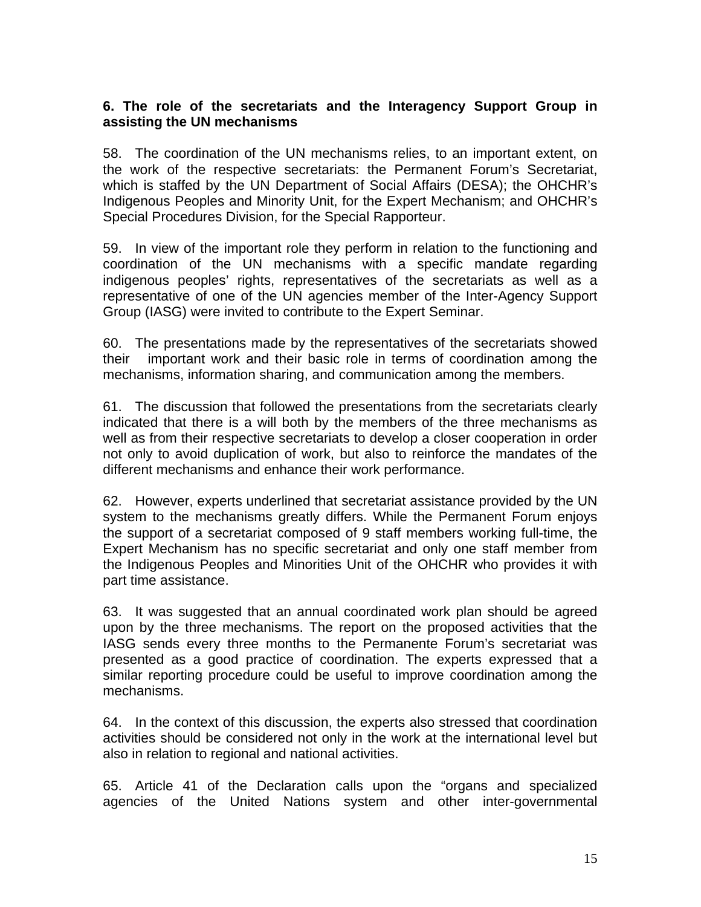### 6. The role of the secretariats and the Interagency Support Group in assisting the UN mechanisms

58. The coordination of the UN mechanisms relies, to an important extent, on the work of the respective secretariats: the Permanent Forum's Secretariat, which is staffed by the UN Department of Social Affairs (DESA); the OHCHR's Indigenous Peoples and Minority Unit, for the Expert Mechanism; and OHCHR's Special Procedures Division, for the Special Rapporteur.

59. In view of the important role they perform in relation to the functioning and coordination of the UN mechanisms with a specific mandate regarding indigenous peoples' rights, representatives of the secretariats as well as a representative of one of the UN agencies member of the Inter-Agency Support Group (IASG) were invited to contribute to the Expert Seminar.

60. The presentations made by the representatives of the secretariats showed their important work and their basic role in terms of coordination among the mechanisms, information sharing, and communication among the members.

61. The discussion that followed the presentations from the secretariats clearly indicated that there is a will both by the members of the three mechanisms as well as from their respective secretariats to develop a closer cooperation in order not only to avoid duplication of work, but also to reinforce the mandates of the different mechanisms and enhance their work performance.

62. However, experts underlined that secretariat assistance provided by the UN system to the mechanisms greatly differs. While the Permanent Forum enjoys the support of a secretariat composed of 9 staff members working full-time, the Expert Mechanism has no specific secretariat and only one staff member from the Indigenous Peoples and Minorities Unit of the OHCHR who provides it with part time assistance.

63. It was suggested that an annual coordinated work plan should be agreed upon by the three mechanisms. The report on the proposed activities that the IASG sends every three months to the Permanente Forum's secretariat was presented as a good practice of coordination. The experts expressed that a similar reporting procedure could be useful to improve coordination among the mechanisms.

64. In the context of this discussion, the experts also stressed that coordination activities should be considered not only in the work at the international level but also in relation to regional and national activities.

65. Article 41 of the Declaration calls upon the "organs and specialized agencies of the United Nations system and other inter-governmental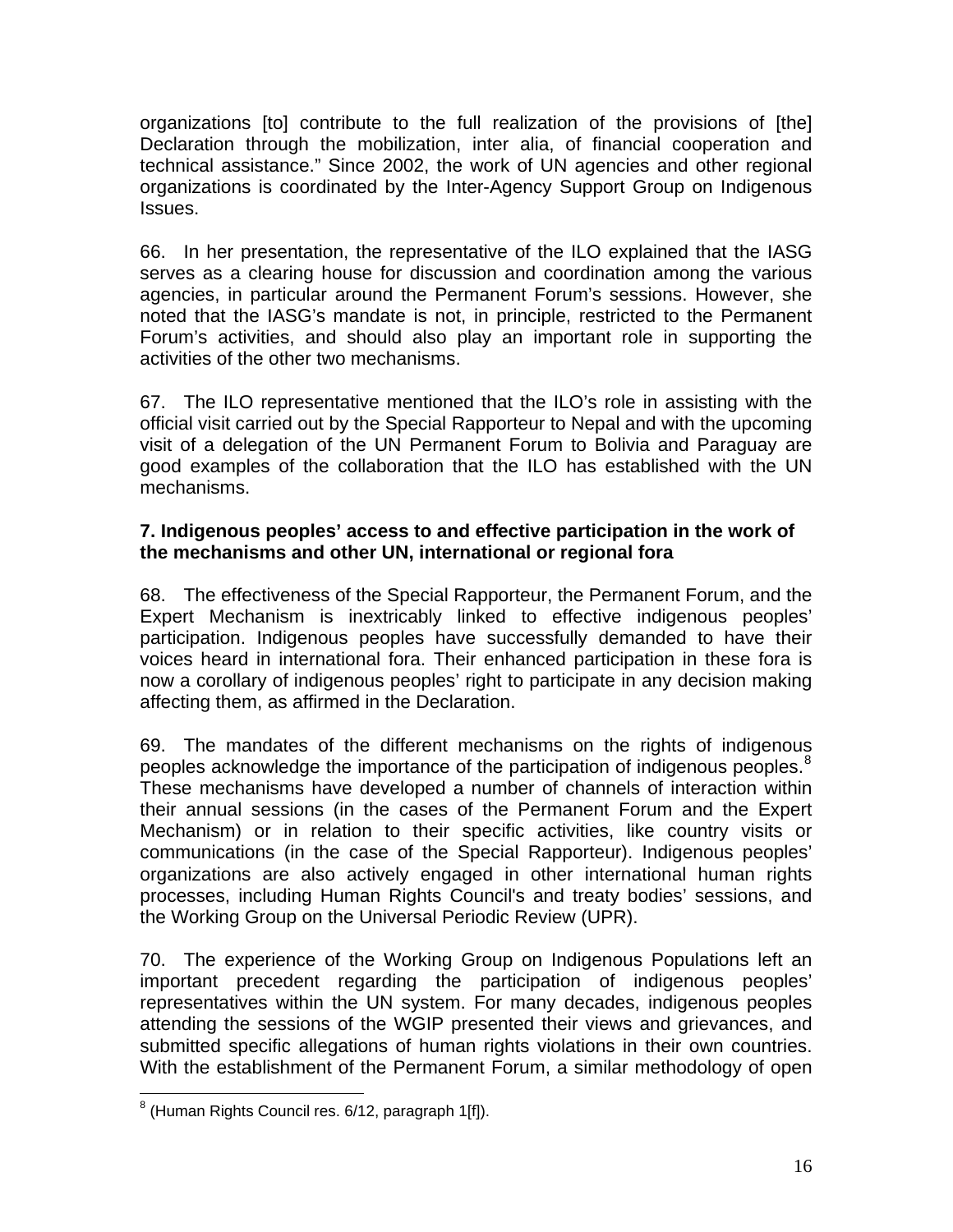organizations [to] contribute to the full realization of the provisions of [the] Declaration through the mobilization, inter alia, of financial cooperation and technical assistance." Since 2002, the work of UN agencies and other regional organizations is coordinated by the Inter-Agency Support Group on Indigenous Issues.

66. In her presentation, the representative of the ILO explained that the IASG serves as a clearing house for discussion and coordination among the various agencies, in particular around the Permanent Forum's sessions. However, she noted that the IASG's mandate is not, in principle, restricted to the Permanent Forum's activities, and should also play an important role in supporting the activities of the other two mechanisms.

67. The ILO representative mentioned that the ILO's role in assisting with the official visit carried out by the Special Rapporteur to Nepal and with the upcoming visit of a delegation of the UN Permanent Forum to Bolivia and Paraguay are good examples of the collaboration that the ILO has established with the UN mechanisms.

**7. Indigenous peoples' access to and effective participation in the work of the mechanisms and other UN, international or regional fora**

68. The effectiveness of the Special Rapporteur, the Permanent Forum, and the Expert Mechanism is inextricably linked to effective indigenous peoples' participation. Indigenous peoples have successfully demanded to have their voices heard in international fora. Their enhanced participation in these fora is now a corollary of indigenous peoples' right to participate in any decision making affecting them, as affirmed in the Declaration.

69. The mandates of the different mechanisms on the rights of indigenous peoples acknowledge the importance of the participation of indigenous peoples.[8] These mechanisms have developed a number of channels of interaction within their annual sessions (in the cases of the Permanent Forum and the Expert Mechanism) or in relation to their specific activities, like country visits or communications (in the case of the Special Rapporteur). Indigenous peoples' organizations are also actively engaged in other international human rights processes, including Human Rights Council's and treaty bodies' sessions, and the Working Group on the Universal Periodic Review (UPR).

70. The experience of the Working Group on Indigenous Populations left an important precedent regarding the participation of indigenous peoples' representatives within the UN system. For many decades, indigenous peoples attending the sessions of the WGIP presented their views and grievances, and submitted specific allegations of human rights violations in their own countries. With the establishment of the Permanent Forum, a similar methodology of open

---

[8] (Human Rights Council res. 6/12, paragraph 1[f]).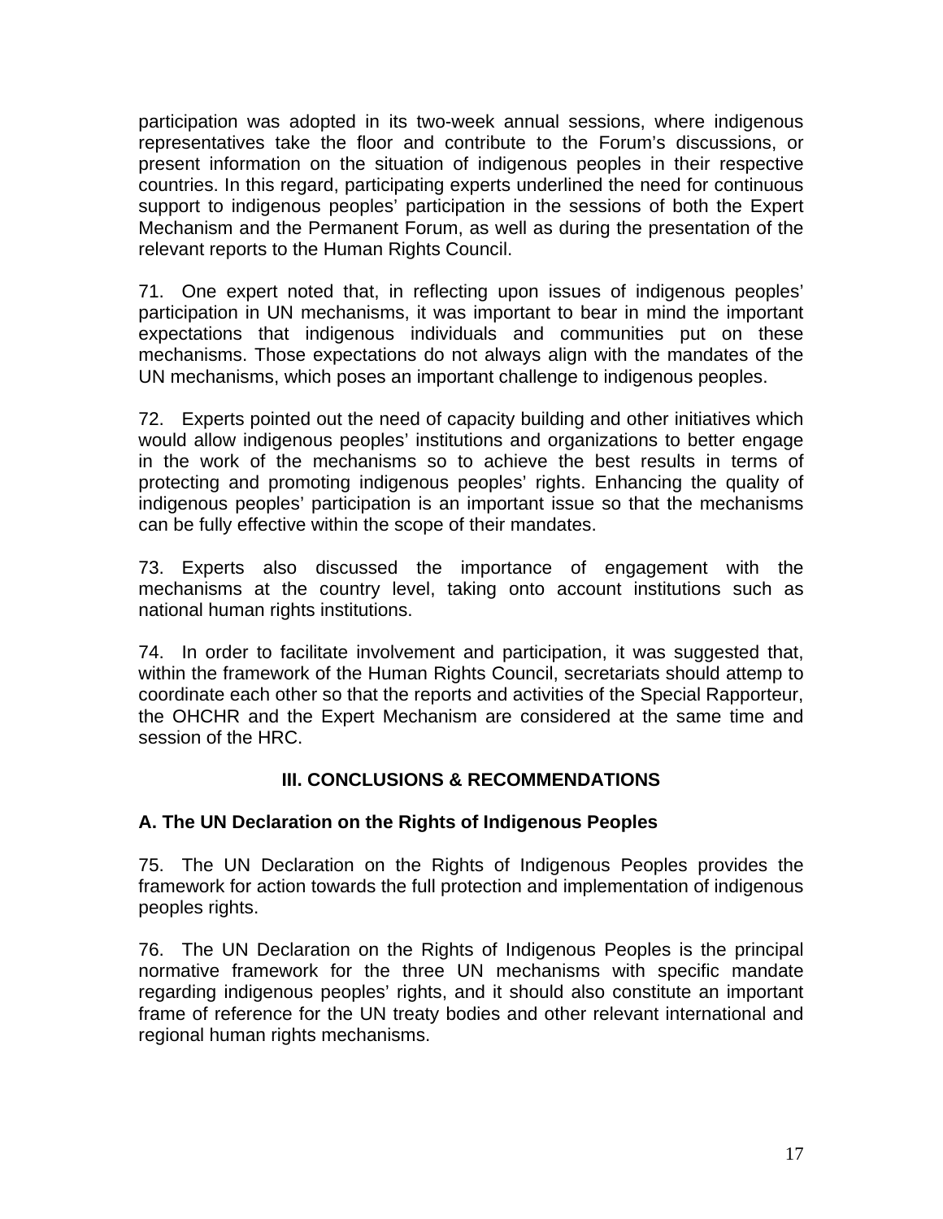participation was adopted in its two-week annual sessions, where indigenous representatives take the floor and contribute to the Forum's discussions, or present information on the situation of indigenous peoples in their respective countries. In this regard, participating experts underlined the need for continuous support to indigenous peoples' participation in the sessions of both the Expert Mechanism and the Permanent Forum, as well as during the presentation of the relevant reports to the Human Rights Council.

71. One expert noted that, in reflecting upon issues of indigenous peoples' participation in UN mechanisms, it was important to bear in mind the important expectations that indigenous individuals and communities put on these mechanisms. Those expectations do not always align with the mandates of the UN mechanisms, which poses an important challenge to indigenous peoples.

72. Experts pointed out the need of capacity building and other initiatives which would allow indigenous peoples' institutions and organizations to better engage in the work of the mechanisms so to achieve the best results in terms of protecting and promoting indigenous peoples' rights. Enhancing the quality of indigenous peoples' participation is an important issue so that the mechanisms can be fully effective within the scope of their mandates.

73. Experts also discussed the importance of engagement with the mechanisms at the country level, taking onto account institutions such as national human rights institutions.

74. In order to facilitate involvement and participation, it was suggested that, within the framework of the Human Rights Council, secretariats should attemp to coordinate each other so that the reports and activities of the Special Rapporteur, the OHCHR and the Expert Mechanism are considered at the same time and session of the HRC.

## III. CONCLUSIONS & RECOMMENDATIONS

### A. The UN Declaration on the Rights of Indigenous Peoples

75. The UN Declaration on the Rights of Indigenous Peoples provides the framework for action towards the full protection and implementation of indigenous peoples rights.

76. The UN Declaration on the Rights of Indigenous Peoples is the principal normative framework for the three UN mechanisms with specific mandate regarding indigenous peoples' rights, and it should also constitute an important frame of reference for the UN treaty bodies and other relevant international and regional human rights mechanisms.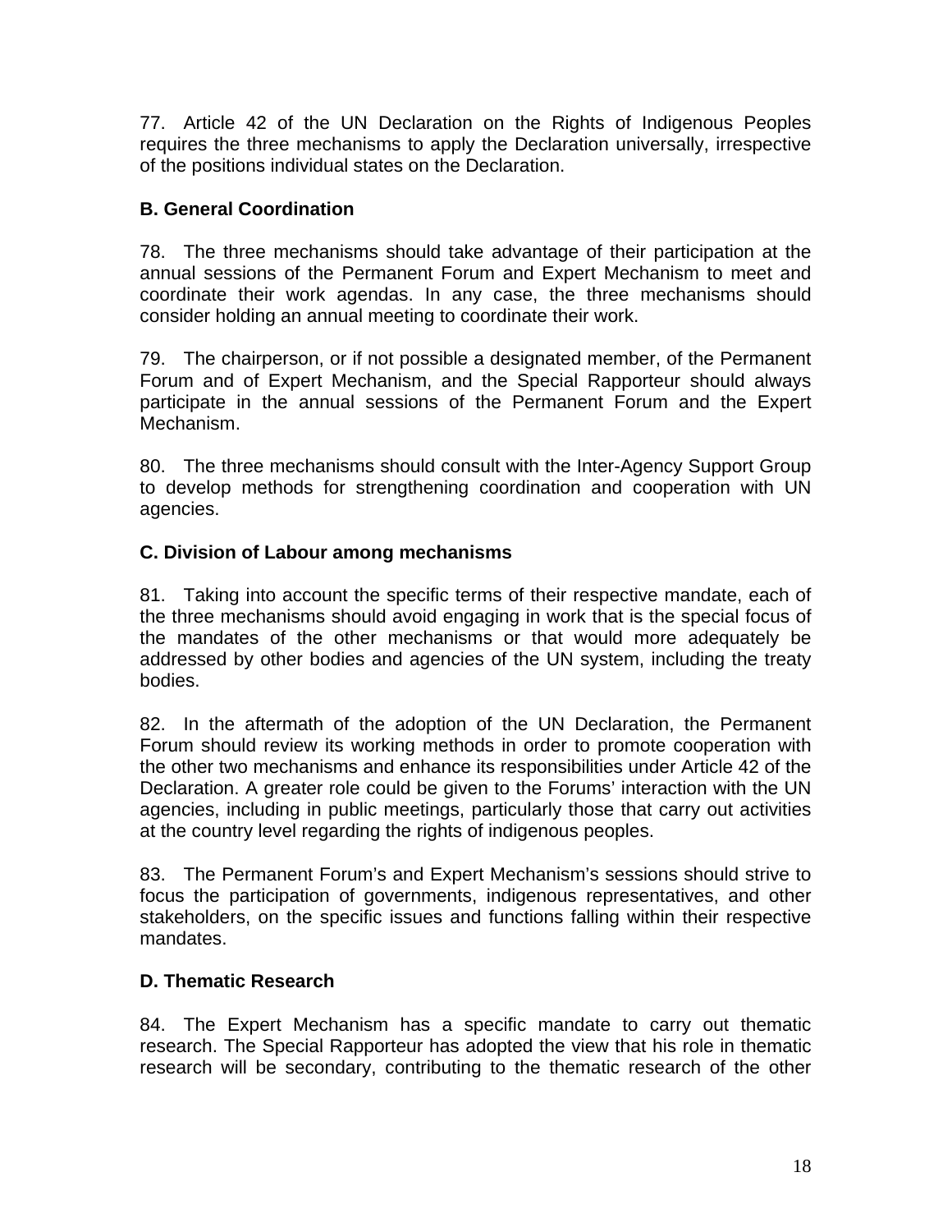77. Article 42 of the UN Declaration on the Rights of Indigenous Peoples requires the three mechanisms to apply the Declaration universally, irrespective of the positions individual states on the Declaration.

### B. General Coordination

78. The three mechanisms should take advantage of their participation at the annual sessions of the Permanent Forum and Expert Mechanism to meet and coordinate their work agendas. In any case, the three mechanisms should consider holding an annual meeting to coordinate their work.

79. The chairperson, or if not possible a designated member, of the Permanent Forum and of Expert Mechanism, and the Special Rapporteur should always participate in the annual sessions of the Permanent Forum and the Expert Mechanism.

80. The three mechanisms should consult with the Inter-Agency Support Group to develop methods for strengthening coordination and cooperation with UN agencies.

### C. Division of Labour among mechanisms

81. Taking into account the specific terms of their respective mandate, each of the three mechanisms should avoid engaging in work that is the special focus of the mandates of the other mechanisms or that would more adequately be addressed by other bodies and agencies of the UN system, including the treaty bodies.

82. In the aftermath of the adoption of the UN Declaration, the Permanent Forum should review its working methods in order to promote cooperation with the other two mechanisms and enhance its responsibilities under Article 42 of the Declaration. A greater role could be given to the Forums' interaction with the UN agencies, including in public meetings, particularly those that carry out activities at the country level regarding the rights of indigenous peoples.

83. The Permanent Forum's and Expert Mechanism's sessions should strive to focus the participation of governments, indigenous representatives, and other stakeholders, on the specific issues and functions falling within their respective mandates.

### D. Thematic Research

84. The Expert Mechanism has a specific mandate to carry out thematic research. The Special Rapporteur has adopted the view that his role in thematic research will be secondary, contributing to the thematic research of the other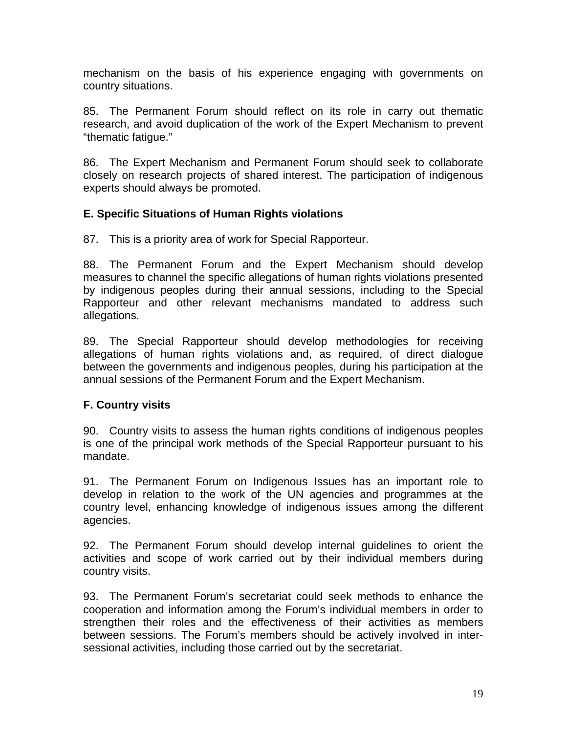mechanism on the basis of his experience engaging with governments on country situations.

85. The Permanent Forum should reflect on its role in carry out thematic research, and avoid duplication of the work of the Expert Mechanism to prevent "thematic fatigue."

86. The Expert Mechanism and Permanent Forum should seek to collaborate closely on research projects of shared interest. The participation of indigenous experts should always be promoted.

### E. Specific Situations of Human Rights violations

87. This is a priority area of work for Special Rapporteur.

88. The Permanent Forum and the Expert Mechanism should develop measures to channel the specific allegations of human rights violations presented by indigenous peoples during their annual sessions, including to the Special Rapporteur and other relevant mechanisms mandated to address such allegations.

89. The Special Rapporteur should develop methodologies for receiving allegations of human rights violations and, as required, of direct dialogue between the governments and indigenous peoples, during his participation at the annual sessions of the Permanent Forum and the Expert Mechanism.

### F. Country visits

90. Country visits to assess the human rights conditions of indigenous peoples is one of the principal work methods of the Special Rapporteur pursuant to his mandate.

91. The Permanent Forum on Indigenous Issues has an important role to develop in relation to the work of the UN agencies and programmes at the country level, enhancing knowledge of indigenous issues among the different agencies.

92. The Permanent Forum should develop internal guidelines to orient the activities and scope of work carried out by their individual members during country visits.

93. The Permanent Forum's secretariat could seek methods to enhance the cooperation and information among the Forum's individual members in order to strengthen their roles and the effectiveness of their activities as members between sessions. The Forum's members should be actively involved in inter-sessional activities, including those carried out by the secretariat.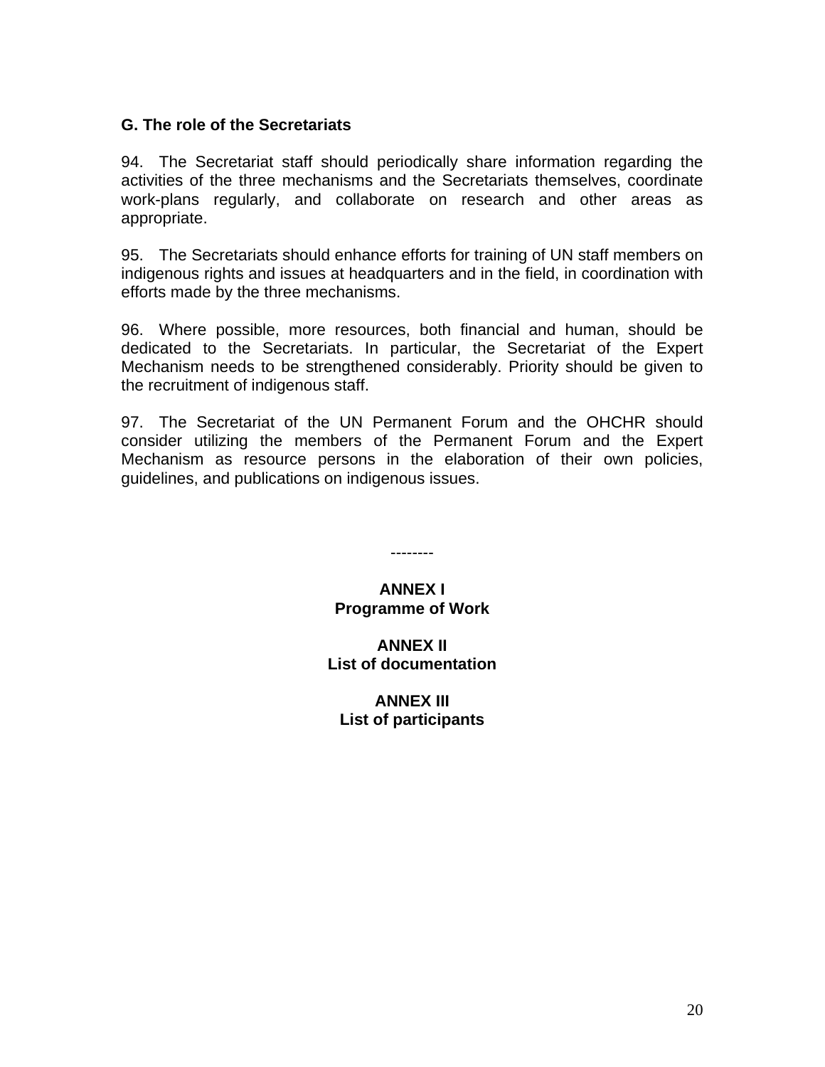### G. The role of the Secretariats

94. The Secretariat staff should periodically share information regarding the activities of the three mechanisms and the Secretariats themselves, coordinate work-plans regularly, and collaborate on research and other areas as appropriate.

95. The Secretariats should enhance efforts for training of UN staff members on indigenous rights and issues at headquarters and in the field, in coordination with efforts made by the three mechanisms.

96. Where possible, more resources, both financial and human, should be dedicated to the Secretariats. In particular, the Secretariat of the Expert Mechanism needs to be strengthened considerably. Priority should be given to the recruitment of indigenous staff.

97. The Secretariat of the UN Permanent Forum and the OHCHR should consider utilizing the members of the Permanent Forum and the Expert Mechanism as resource persons in the elaboration of their own policies, guidelines, and publications on indigenous issues.

--------

**ANNEX I**
**Programme of Work**

**ANNEX II**
**List of documentation**

**ANNEX III**
**List of participants**